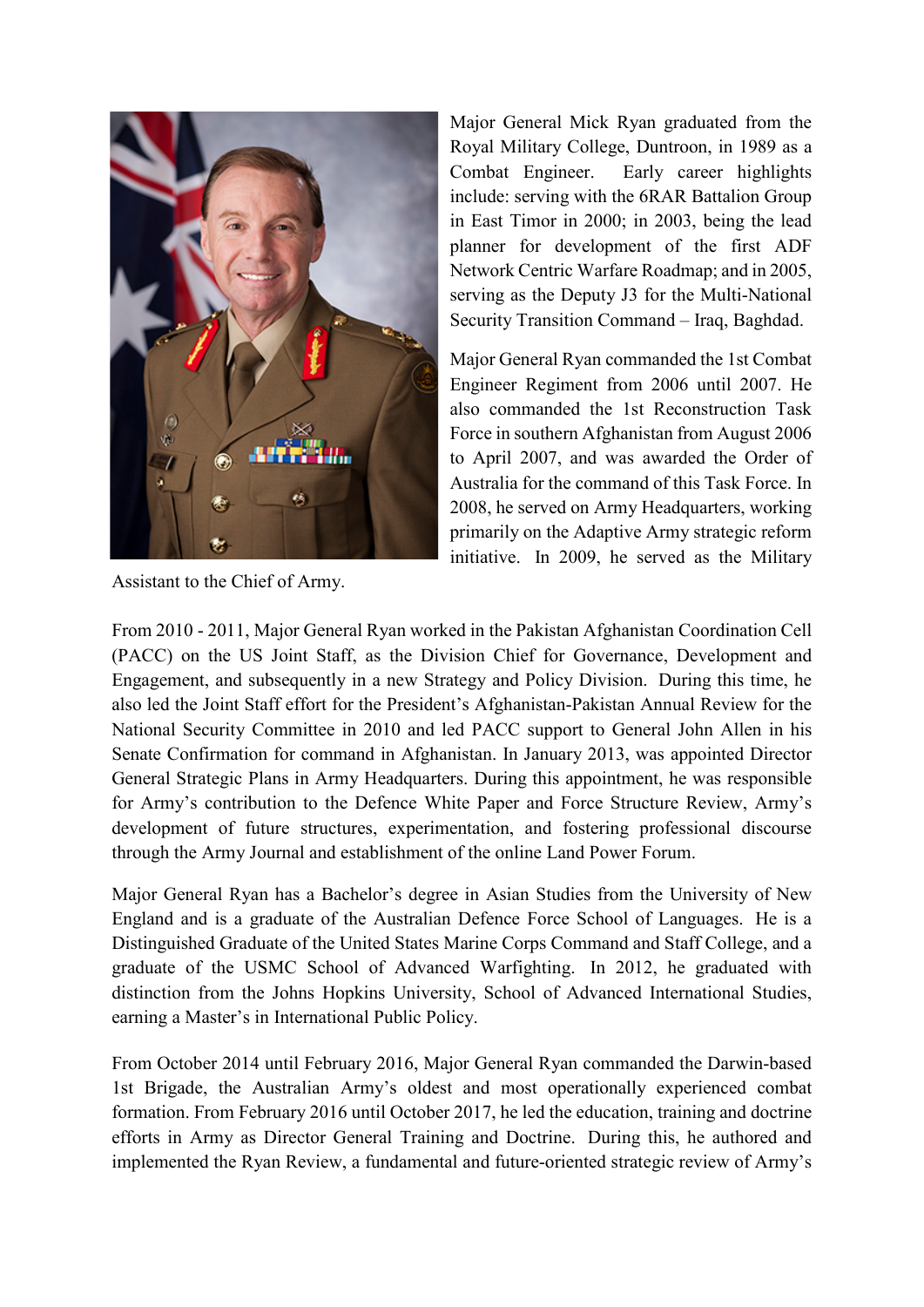Major General Mick Ryan graduated from the Royal Military College, Duntroon, in 1989 as a Combat Engineer. Early career highlights include: serving with the 6RAR Battalion Group in East Timor in 2000; in 2003, being the lead planner for development of the first ADF Network Centric Warfare Roadmap; and in 2005, serving as the Deputy J3 for the Multi-National Security Transition Command – Iraq, Baghdad.

Major General Ryan commanded the 1st Combat Engineer Regiment from 2006 until 2007. He also commanded the 1st Reconstruction Task Force in southern Afghanistan from August 2006 to April 2007, and was awarded the Order of Australia for the command of this Task Force. In 2008, he served on Army Headquarters, working primarily on the Adaptive Army strategic reform initiative. In 2009, he served as the Military Assistant to the Chief of Army.

From 2010 - 2011, Major General Ryan worked in the Pakistan Afghanistan Coordination Cell (PACC) on the US Joint Staff, as the Division Chief for Governance, Development and Engagement, and subsequently in a new Strategy and Policy Division. During this time, he also led the Joint Staff effort for the President's Afghanistan-Pakistan Annual Review for the National Security Committee in 2010 and led PACC support to General John Allen in his Senate Confirmation for command in Afghanistan. In January 2013, was appointed Director General Strategic Plans in Army Headquarters. During this appointment, he was responsible for Army's contribution to the Defence White Paper and Force Structure Review, Army's development of future structures, experimentation, and fostering professional discourse through the Army Journal and establishment of the online Land Power Forum.

Major General Ryan has a Bachelor's degree in Asian Studies from the University of New England and is a graduate of the Australian Defence Force School of Languages. He is a Distinguished Graduate of the United States Marine Corps Command and Staff College, and a graduate of the USMC School of Advanced Warfighting. In 2012, he graduated with distinction from the Johns Hopkins University, School of Advanced International Studies, earning a Master's in International Public Policy.

From October 2014 until February 2016, Major General Ryan commanded the Darwin-based 1st Brigade, the Australian Army's oldest and most operationally experienced combat formation. From February 2016 until October 2017, he led the education, training and doctrine efforts in Army as Director General Training and Doctrine. During this, he authored and implemented the Ryan Review, a fundamental and future-oriented strategic review of Army's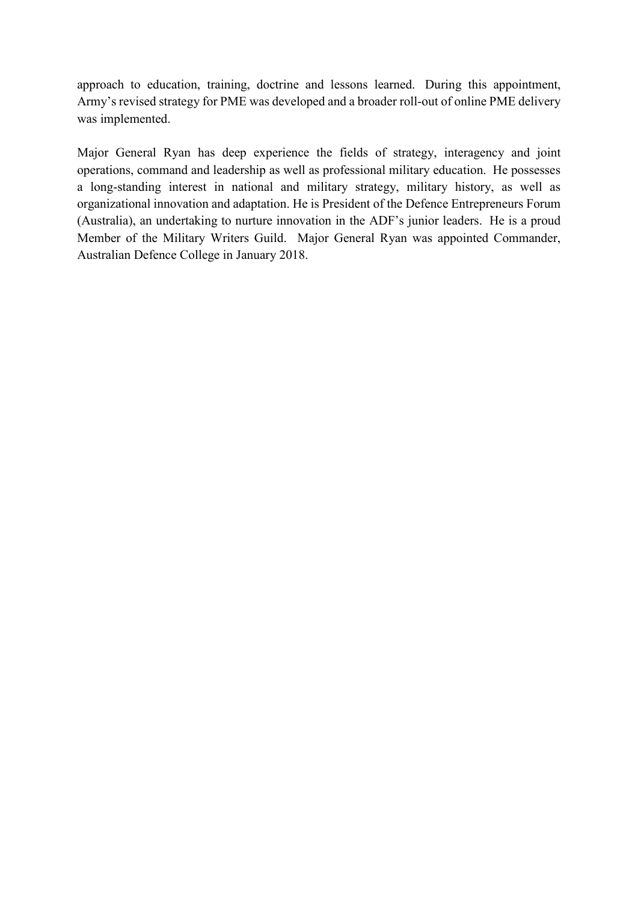approach to education, training, doctrine and lessons learned. During this appointment, Army's revised strategy for PME was developed and a broader roll-out of online PME delivery was implemented.

Major General Ryan has deep experience the fields of strategy, interagency and joint operations, command and leadership as well as professional military education. He possesses a long-standing interest in national and military strategy, military history, as well as organizational innovation and adaptation. He is President of the Defence Entrepreneurs Forum (Australia), an undertaking to nurture innovation in the ADF's junior leaders. He is a proud Member of the Military Writers Guild. Major General Ryan was appointed Commander, Australian Defence College in January 2018.